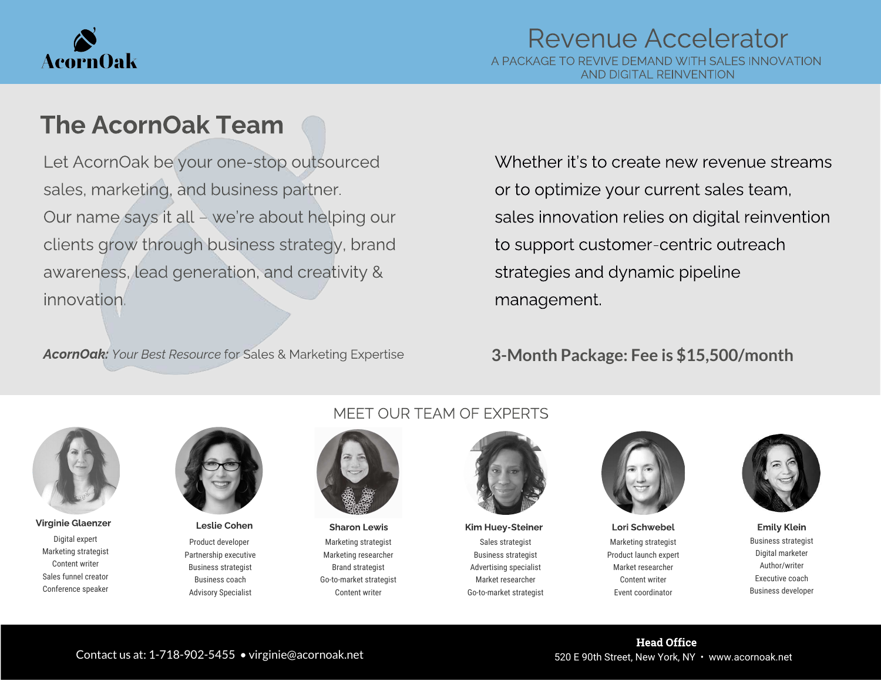AcornOak

# Revenue Accelerator

A PACKAGE TO REVIVE DEMAND WITH SALES INNOVATION AND DIGITAL REINVENTION

## The AcornOak Team

Let AcornOak be your one-stop outsourced sales, marketing, and business partner. Our name says it all – we're about helping our clients grow through business strategy, brand awareness, lead generation, and creativity & innovation.

***AcornOak**: Your Best Resource* for Sales & Marketing Expertise

Whether it's to create new revenue streams or to optimize your current sales team, sales innovation relies on digital reinvention to support customer-centric outreach strategies and dynamic pipeline management.

**3-Month Package: Fee is $15,500/month**

## MEET OUR TEAM OF EXPERTS

**Virginie Glaenzer**
Digital expert
Marketing strategist
Content writer
Sales funnel creator
Conference speaker

**Leslie Cohen**
Product developer
Partnership executive
Business strategist
Business coach
Advisory Specialist

**Sharon Lewis**
Marketing strategist
Marketing researcher
Brand strategist
Go-to-market strategist
Content writer

**Kim Huey-Steiner**
Sales strategist
Business strategist
Advertising specialist
Market researcher
Go-to-market strategist

**Lori Schwebel**
Marketing strategist
Product launch expert
Market researcher
Content writer
Event coordinator

**Emily Klein**
Business strategist
Digital marketer
Author/writer
Executive coach
Business developer

Contact us at: 1-718-902-5455 • virginie@acornoak.net

**Head Office**
520 E 90th Street, New York, NY • www.acornoak.net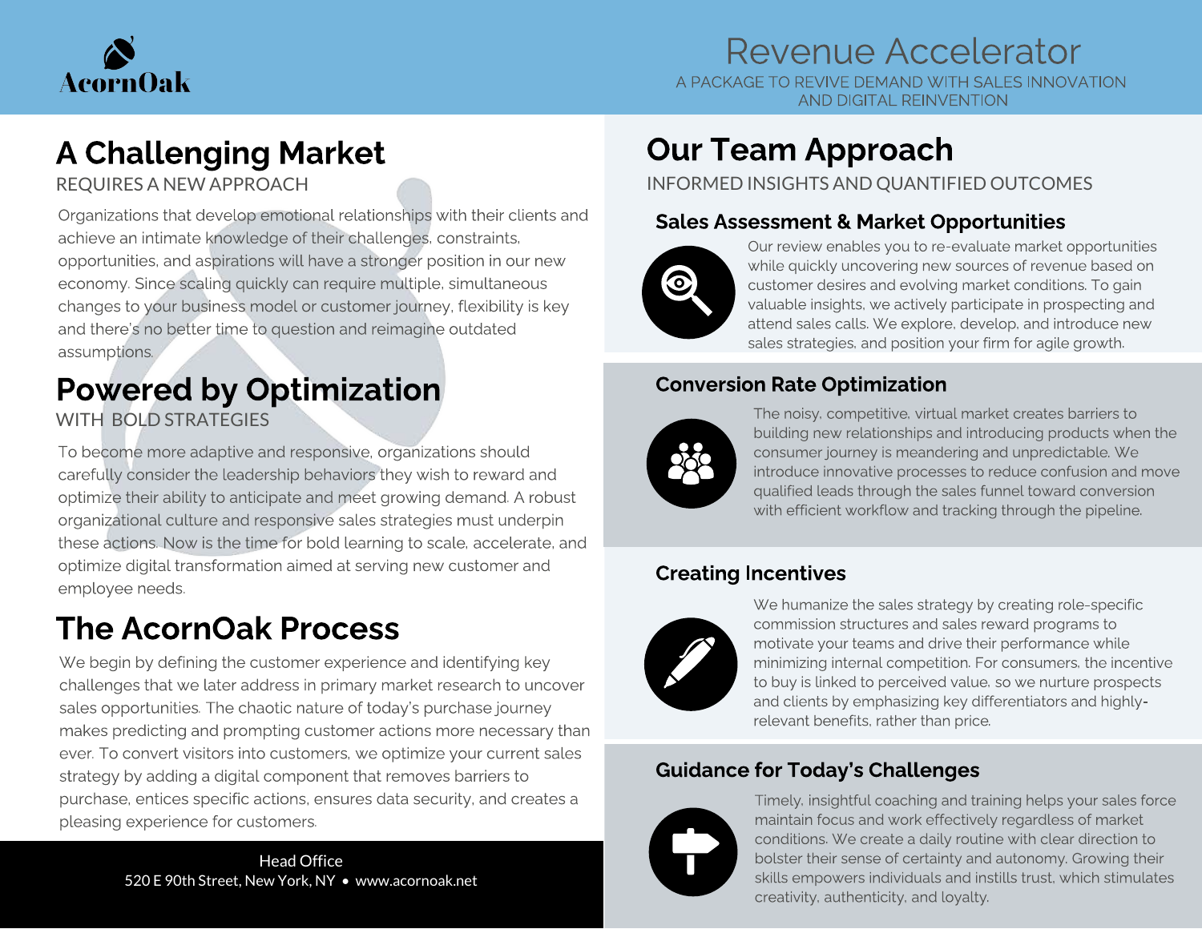AcornOak

# Revenue Accelerator

A PACKAGE TO REVIVE DEMAND WITH SALES INNOVATION AND DIGITAL REINVENTION

## A Challenging Market

REQUIRES A NEW APPROACH

Organizations that develop emotional relationships with their clients and achieve an intimate knowledge of their challenges, constraints, opportunities, and aspirations will have a stronger position in our new economy. Since scaling quickly can require multiple, simultaneous changes to your business model or customer journey, flexibility is key and there's no better time to question and reimagine outdated assumptions.

## Powered by Optimization

WITH BOLD STRATEGIES

To become more adaptive and responsive, organizations should carefully consider the leadership behaviors they wish to reward and optimize their ability to anticipate and meet growing demand. A robust organizational culture and responsive sales strategies must underpin these actions. Now is the time for bold learning to scale, accelerate, and optimize digital transformation aimed at serving new customer and employee needs.

## The AcornOak Process

We begin by defining the customer experience and identifying key challenges that we later address in primary market research to uncover sales opportunities. The chaotic nature of today's purchase journey makes predicting and prompting customer actions more necessary than ever. To convert visitors into customers, we optimize your current sales strategy by adding a digital component that removes barriers to purchase, entices specific actions, ensures data security, and creates a pleasing experience for customers.

Head Office
520 E 90th Street, New York, NY • www.acornoak.net

## Our Team Approach

INFORMED INSIGHTS AND QUANTIFIED OUTCOMES

### Sales Assessment & Market Opportunities

Our review enables you to re-evaluate market opportunities while quickly uncovering new sources of revenue based on customer desires and evolving market conditions. To gain valuable insights, we actively participate in prospecting and attend sales calls. We explore, develop, and introduce new sales strategies, and position your firm for agile growth.

### Conversion Rate Optimization

The noisy, competitive, virtual market creates barriers to building new relationships and introducing products when the consumer journey is meandering and unpredictable. We introduce innovative processes to reduce confusion and move qualified leads through the sales funnel toward conversion with efficient workflow and tracking through the pipeline.

### Creating Incentives

We humanize the sales strategy by creating role-specific commission structures and sales reward programs to motivate your teams and drive their performance while minimizing internal competition. For consumers, the incentive to buy is linked to perceived value, so we nurture prospects and clients by emphasizing key differentiators and highly-relevant benefits, rather than price.

### Guidance for Today's Challenges

Timely, insightful coaching and training helps your sales force maintain focus and work effectively regardless of market conditions. We create a daily routine with clear direction to bolster their sense of certainty and autonomy. Growing their skills empowers individuals and instills trust, which stimulates creativity, authenticity, and loyalty.